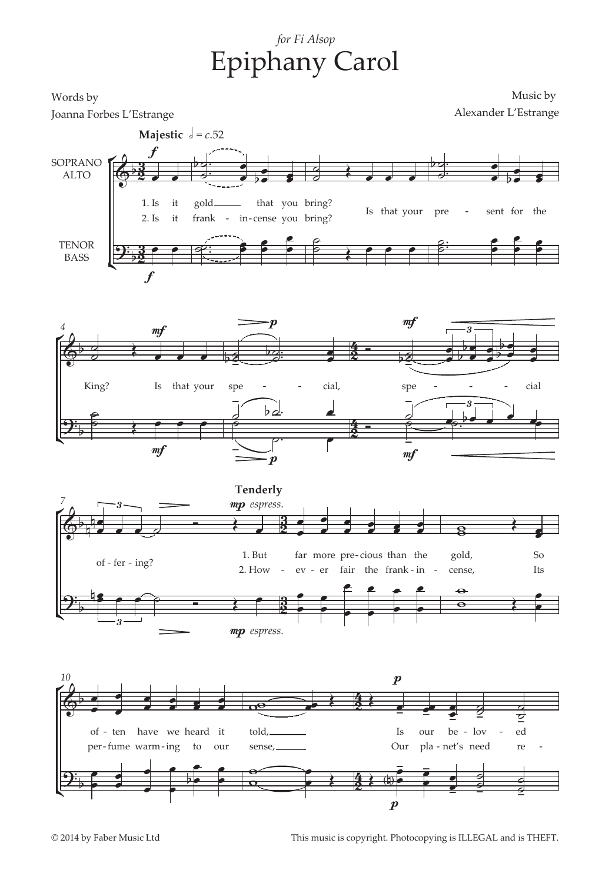*for Fi Alsop*

# Epiphany Carol

Words by
Joanna Forbes L'Estrange

Music by
Alexander L'Estrange

© 2014 by Faber Music Ltd

This music is copyright. Photocopying is ILLEGAL and is THEFT.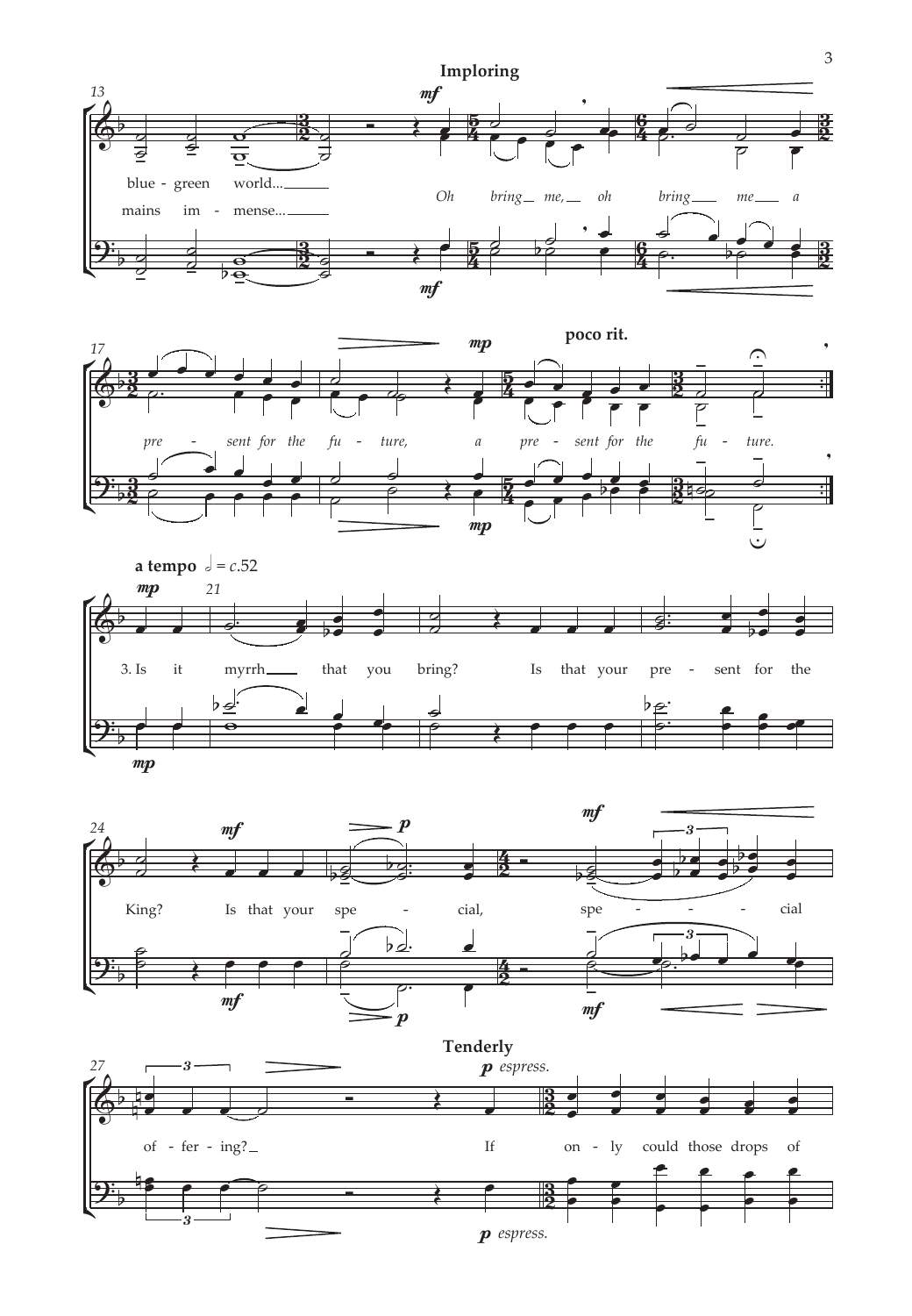**Imploring**

blue - green world...

mains im - mense...

*Oh bring me, oh bring me a*

*pre - sent for the fu - ture, a pre - sent for the fu - ture.*

**poco rit.**

**a tempo** ♩ = c.52

3. Is it myrrh that you bring? Is that your pre - sent for the King? Is that your spe - cial, spe - cial of - fer - ing?

**Tenderly**

*p espress.*

If on - ly could those drops of